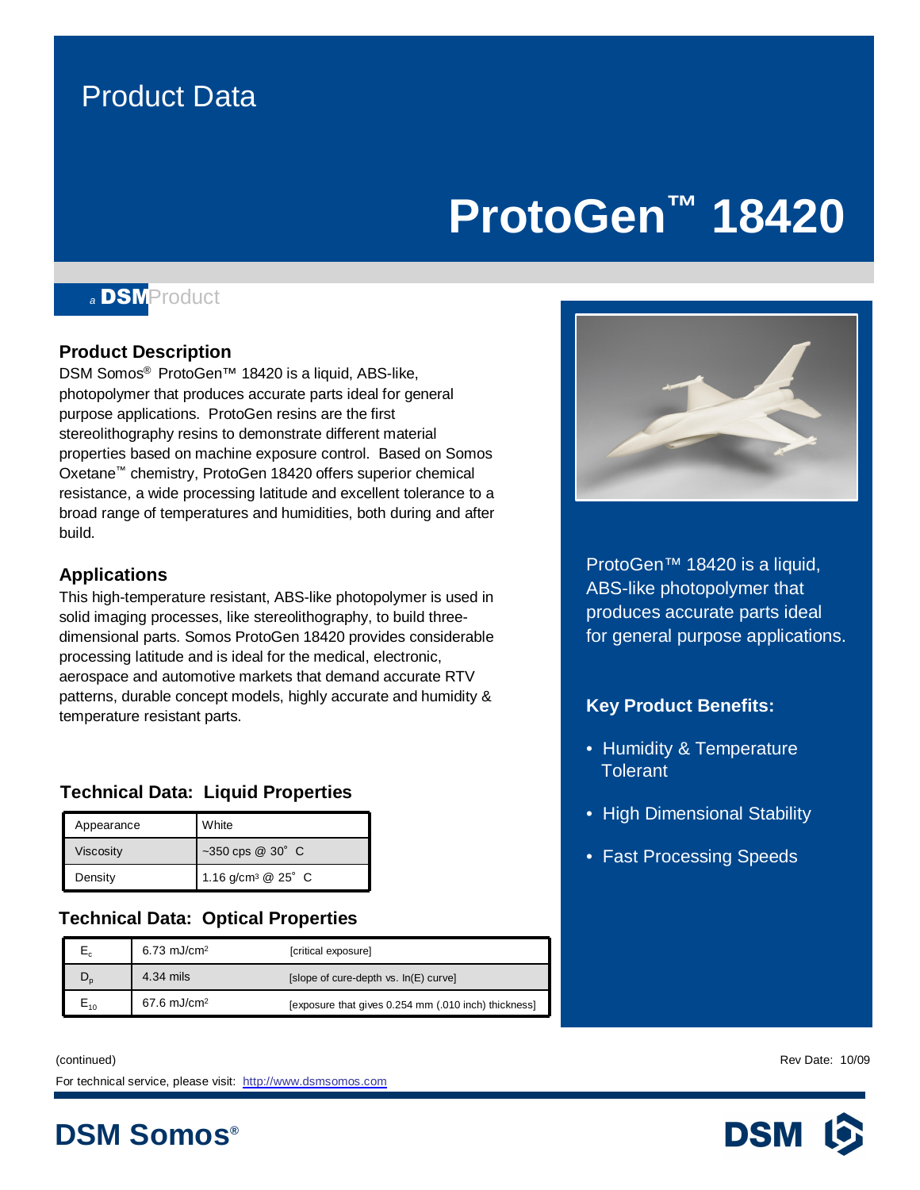# Product Data

# ProtoGen™ 18420

*a* **DSM** Product

## Product Description

DSM Somos® ProtoGen™ 18420 is a liquid, ABS-like, photopolymer that produces accurate parts ideal for general purpose applications. ProtoGen resins are the first stereolithography resins to demonstrate different material properties based on machine exposure control. Based on Somos Oxetane™ chemistry, ProtoGen 18420 offers superior chemical resistance, a wide processing latitude and excellent tolerance to a broad range of temperatures and humidities, both during and after build.

## Applications

This high-temperature resistant, ABS-like photopolymer is used in solid imaging processes, like stereolithography, to build three-dimensional parts. Somos ProtoGen 18420 provides considerable processing latitude and is ideal for the medical, electronic, aerospace and automotive markets that demand accurate RTV patterns, durable concept models, highly accurate and humidity & temperature resistant parts.

## Technical Data: Liquid Properties

| | |
|---|---|
| Appearance | White |
| Viscosity | ~350 cps @ 30° C |
| Density | 1.16 g/cm³ @ 25° C |

## Technical Data: Optical Properties

| | | |
|---|---|---|
| $E_c$ | 6.73 mJ/cm² | [critical exposure] |
| $D_p$ | 4.34 mils | [slope of cure-depth vs. ln(E) curve] |
| $E_{10}$ | 67.6 mJ/cm² | [exposure that gives 0.254 mm (.010 inch) thickness] |

ProtoGen™ 18420 is a liquid, ABS-like photopolymer that produces accurate parts ideal for general purpose applications.

### Key Product Benefits:

- Humidity & Temperature Tolerant
- High Dimensional Stability
- Fast Processing Speeds

(continued)

Rev Date: 10/09

For technical service, please visit: http://www.dsmsomos.com

**DSM Somos®**

**DSM**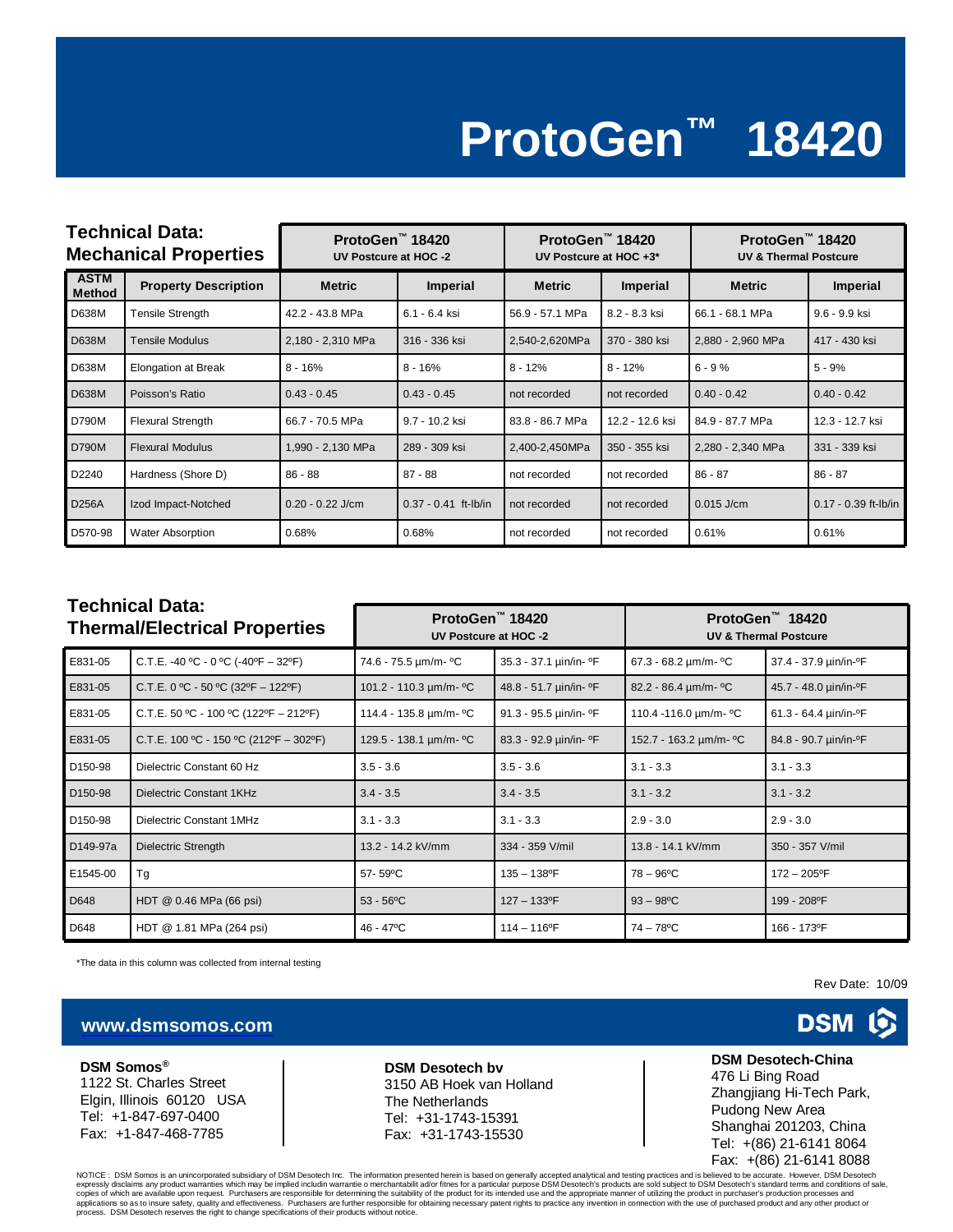# ProtoGen™ 18420

## Technical Data: Mechanical Properties

| | | ProtoGen™ 18420 UV Postcure at HOC -2 | | ProtoGen™ 18420 UV Postcure at HOC +3* | | ProtoGen™ 18420 UV & Thermal Postcure | |
|---|---|---|---|---|---|---|---|
| ASTM Method | Property Description | Metric | Imperial | Metric | Imperial | Metric | Imperial |
| D638M | Tensile Strength | 42.2 - 43.8 MPa | 6.1 - 6.4 ksi | 56.9 - 57.1 MPa | 8.2 - 8.3 ksi | 66.1 - 68.1 MPa | 9.6 - 9.9 ksi |
| D638M | Tensile Modulus | 2,180 - 2,310 MPa | 316 - 336 ksi | 2,540-2,620MPa | 370 - 380 ksi | 2,880 - 2,960 MPa | 417 - 430 ksi |
| D638M | Elongation at Break | 8 - 16% | 8 - 16% | 8 - 12% | 8 - 12% | 6 - 9 % | 5 - 9% |
| D638M | Poisson's Ratio | 0.43 - 0.45 | 0.43 - 0.45 | not recorded | not recorded | 0.40 - 0.42 | 0.40 - 0.42 |
| D790M | Flexural Strength | 66.7 - 70.5 MPa | 9.7 - 10.2 ksi | 83.8 - 86.7 MPa | 12.2 - 12.6 ksi | 84.9 - 87.7 MPa | 12.3 - 12.7 ksi |
| D790M | Flexural Modulus | 1,990 - 2,130 MPa | 289 - 309 ksi | 2,400-2,450MPa | 350 - 355 ksi | 2,280 - 2,340 MPa | 331 - 339 ksi |
| D2240 | Hardness (Shore D) | 86 - 88 | 87 - 88 | not recorded | not recorded | 86 - 87 | 86 - 87 |
| D256A | Izod Impact-Notched | 0.20 - 0.22 J/cm | 0.37 - 0.41 ft-lb/in | not recorded | not recorded | 0.015 J/cm | 0.17 - 0.39 ft-lb/in |
| D570-98 | Water Absorption | 0.68% | 0.68% | not recorded | not recorded | 0.61% | 0.61% |

## Technical Data: Thermal/Electrical Properties

| | | ProtoGen™ 18420 UV Postcure at HOC -2 | | ProtoGen™ 18420 UV & Thermal Postcure | |
|---|---|---|---|---|---|
| E831-05 | C.T.E. -40 ºC - 0 ºC (-40ºF – 32ºF) | 74.6 - 75.5 µm/m- ºC | 35.3 - 37.1 µin/in- ºF | 67.3 - 68.2 µm/m- ºC | 37.4 - 37.9 µin/in-ºF |
| E831-05 | C.T.E. 0 ºC - 50 ºC (32ºF – 122ºF) | 101.2 - 110.3 µm/m- ºC | 48.8 - 51.7 µin/in- ºF | 82.2 - 86.4 µm/m- ºC | 45.7 - 48.0 µin/in-ºF |
| E831-05 | C.T.E. 50 ºC - 100 ºC (122ºF – 212ºF) | 114.4 - 135.8 µm/m- ºC | 91.3 - 95.5 µin/in- ºF | 110.4 -116.0 µm/m- ºC | 61.3 - 64.4 µin/in-ºF |
| E831-05 | C.T.E. 100 ºC - 150 ºC (212ºF – 302ºF) | 129.5 - 138.1 µm/m- ºC | 83.3 - 92.9 µin/in- ºF | 152.7 - 163.2 µm/m- ºC | 84.8 - 90.7 µin/in-ºF |
| D150-98 | Dielectric Constant 60 Hz | 3.5 - 3.6 | 3.5 - 3.6 | 3.1 - 3.3 | 3.1 - 3.3 |
| D150-98 | Dielectric Constant 1KHz | 3.4 - 3.5 | 3.4 - 3.5 | 3.1 - 3.2 | 3.1 - 3.2 |
| D150-98 | Dielectric Constant 1MHz | 3.1 - 3.3 | 3.1 - 3.3 | 2.9 - 3.0 | 2.9 - 3.0 |
| D149-97a | Dielectric Strength | 13.2 - 14.2 kV/mm | 334 - 359 V/mil | 13.8 - 14.1 kV/mm | 350 - 357 V/mil |
| E1545-00 | Tg | 57- 59ºC | 135 – 138ºF | 78 – 96ºC | 172 – 205ºF |
| D648 | HDT @ 0.46 MPa (66 psi) | 53 - 56ºC | 127 – 133ºF | 93 – 98ºC | 199 - 208ºF |
| D648 | HDT @ 1.81 MPa (264 psi) | 46 - 47ºC | 114 – 116ºF | 74 – 78ºC | 166 - 173ºF |

*The data in this column was collected from internal testing

Rev Date: 10/09

www.dsmsomos.com

DSM

**DSM Somos®**
1122 St. Charles Street
Elgin, Illinois 60120 USA
Tel: +1-847-697-0400
Fax: +1-847-468-7785

**DSM Desotech bv**
3150 AB Hoek van Holland
The Netherlands
Tel: +31-1743-15391
Fax: +31-1743-15530

**DSM Desotech-China**
476 Li Bing Road
Zhangjiang Hi-Tech Park,
Pudong New Area
Shanghai 201203, China
Tel: +(86) 21-6141 8064
Fax: +(86) 21-6141 8088

NOTICE : DSM Somos is an unincorporated subsidiary of DSM Desotech Inc. The information presented herein is based on generally accepted analytical and testing practices and is believed to be accurate. However, DSM Desotech expressly disclaims any product warranties which may be implied includin warrantie o merchantabilit ad/or fitnes for a particular purpose DSM Desotech's products are sold subject to DSM Desotech's standard terms and conditions of sale, copies of which are available upon request. Purchasers are responsible for determining the suitability of the product for its intended use and the appropriate manner of utilizing the product in purchaser's production processes and applications so as to insure safety, quality and effectiveness. Purchasers are further responsible for obtaining necessary patent rights to practice any invention in connection with the use of purchased product and any other product or process. DSM Desotech reserves the right to change specifications of their products without notice.